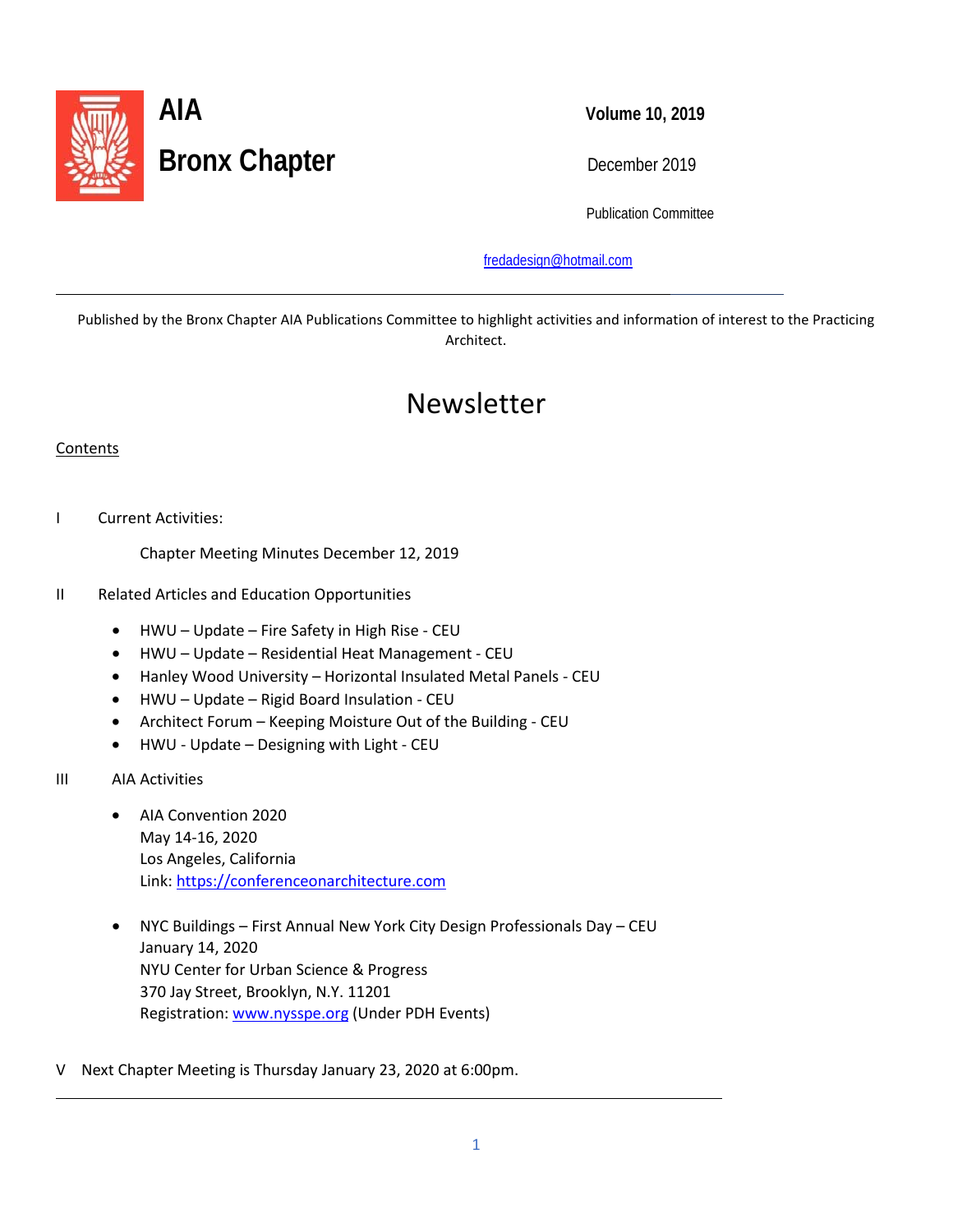# AIA

# Bronx Chapter

**Volume 10, 2019**

December 2019

Publication Committee

fredadesign@hotmail.com

---

Published by the Bronx Chapter AIA Publications Committee to highlight activities and information of interest to the Practicing Architect.

# Newsletter

Contents

I Current Activities:

Chapter Meeting Minutes December 12, 2019

II Related Articles and Education Opportunities

- HWU – Update – Fire Safety in High Rise - CEU
- HWU – Update – Residential Heat Management - CEU
- Hanley Wood University – Horizontal Insulated Metal Panels - CEU
- HWU – Update – Rigid Board Insulation - CEU
- Architect Forum – Keeping Moisture Out of the Building - CEU
- HWU - Update – Designing with Light - CEU

III AIA Activities

- AIA Convention 2020
  May 14-16, 2020
  Los Angeles, California
  Link: https://conferenceonarchitecture.com

- NYC Buildings – First Annual New York City Design Professionals Day – CEU
  January 14, 2020
  NYU Center for Urban Science & Progress
  370 Jay Street, Brooklyn, N.Y. 11201
  Registration: www.nysspe.org (Under PDH Events)

V Next Chapter Meeting is Thursday January 23, 2020 at 6:00pm.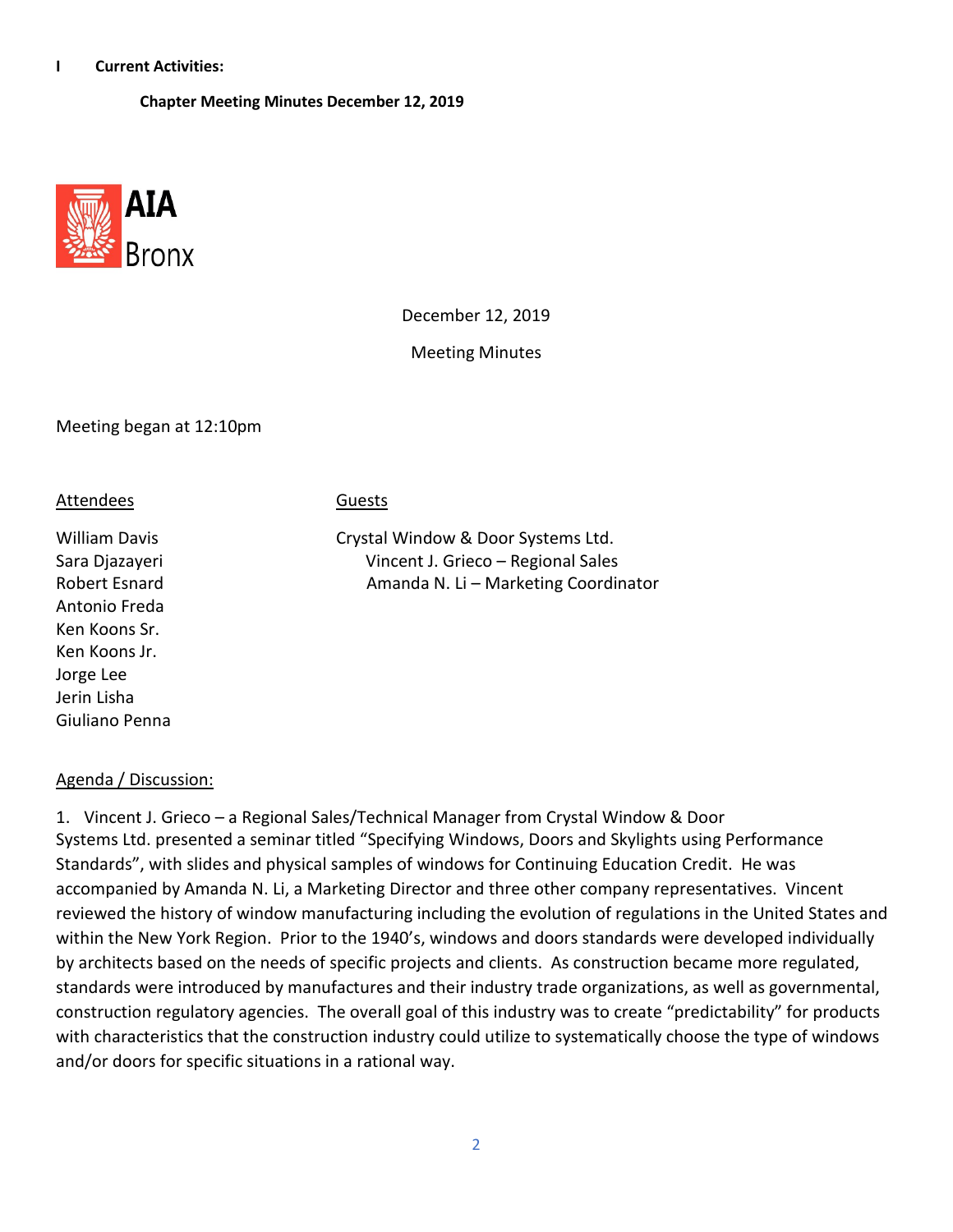**I Current Activities:**

**Chapter Meeting Minutes December 12, 2019**

AIA Bronx

December 12, 2019

Meeting Minutes

Meeting began at 12:10pm

<u>Attendees</u>

William Davis
Sara Djazayeri
Robert Esnard
Antonio Freda
Ken Koons Sr.
Ken Koons Jr.
Jorge Lee
Jerin Lisha
Giuliano Penna

<u>Guests</u>

Crystal Window & Door Systems Ltd.
Vincent J. Grieco – Regional Sales
Amanda N. Li – Marketing Coordinator

<u>Agenda / Discussion:</u>

1. Vincent J. Grieco – a Regional Sales/Technical Manager from Crystal Window & Door Systems Ltd. presented a seminar titled "Specifying Windows, Doors and Skylights using Performance Standards", with slides and physical samples of windows for Continuing Education Credit. He was accompanied by Amanda N. Li, a Marketing Director and three other company representatives. Vincent reviewed the history of window manufacturing including the evolution of regulations in the United States and within the New York Region. Prior to the 1940's, windows and doors standards were developed individually by architects based on the needs of specific projects and clients. As construction became more regulated, standards were introduced by manufactures and their industry trade organizations, as well as governmental, construction regulatory agencies. The overall goal of this industry was to create "predictability" for products with characteristics that the construction industry could utilize to systematically choose the type of windows and/or doors for specific situations in a rational way.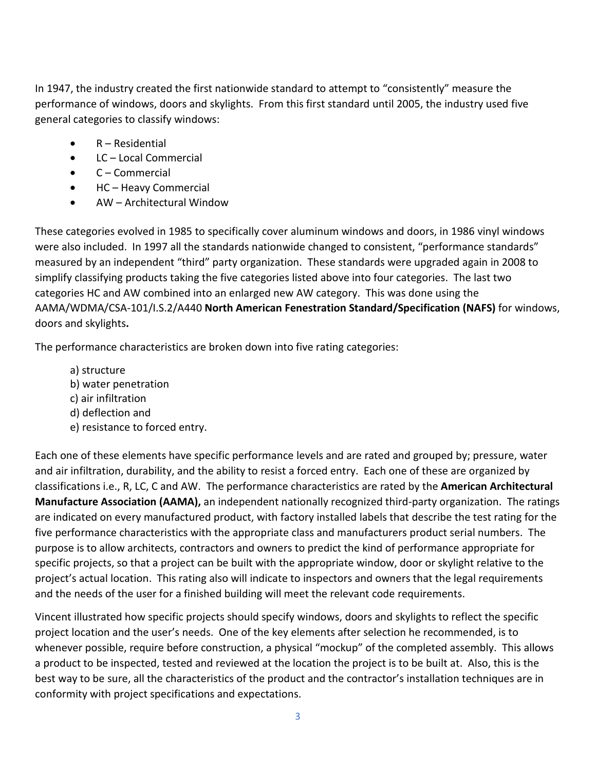In 1947, the industry created the first nationwide standard to attempt to "consistently" measure the performance of windows, doors and skylights. From this first standard until 2005, the industry used five general categories to classify windows:

- R – Residential
- LC – Local Commercial
- C – Commercial
- HC – Heavy Commercial
- AW – Architectural Window

These categories evolved in 1985 to specifically cover aluminum windows and doors, in 1986 vinyl windows were also included. In 1997 all the standards nationwide changed to consistent, "performance standards" measured by an independent "third" party organization. These standards were upgraded again in 2008 to simplify classifying products taking the five categories listed above into four categories. The last two categories HC and AW combined into an enlarged new AW category. This was done using the AAMA/WDMA/CSA-101/I.S.2/A440 **North American Fenestration Standard/Specification (NAFS)** for windows, doors and skylights**.**

The performance characteristics are broken down into five rating categories:

a) structure
b) water penetration
c) air infiltration
d) deflection and
e) resistance to forced entry.

Each one of these elements have specific performance levels and are rated and grouped by; pressure, water and air infiltration, durability, and the ability to resist a forced entry. Each one of these are organized by classifications i.e., R, LC, C and AW. The performance characteristics are rated by the **American Architectural Manufacture Association (AAMA),** an independent nationally recognized third-party organization. The ratings are indicated on every manufactured product, with factory installed labels that describe the test rating for the five performance characteristics with the appropriate class and manufacturers product serial numbers. The purpose is to allow architects, contractors and owners to predict the kind of performance appropriate for specific projects, so that a project can be built with the appropriate window, door or skylight relative to the project's actual location. This rating also will indicate to inspectors and owners that the legal requirements and the needs of the user for a finished building will meet the relevant code requirements.

Vincent illustrated how specific projects should specify windows, doors and skylights to reflect the specific project location and the user's needs. One of the key elements after selection he recommended, is to whenever possible, require before construction, a physical "mockup" of the completed assembly. This allows a product to be inspected, tested and reviewed at the location the project is to be built at. Also, this is the best way to be sure, all the characteristics of the product and the contractor's installation techniques are in conformity with project specifications and expectations.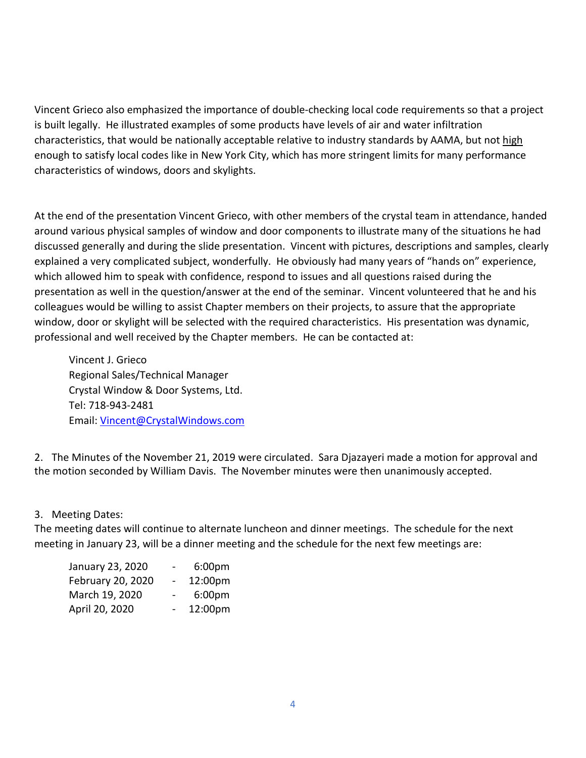Vincent Grieco also emphasized the importance of double-checking local code requirements so that a project is built legally. He illustrated examples of some products have levels of air and water infiltration characteristics, that would be nationally acceptable relative to industry standards by AAMA, but not high enough to satisfy local codes like in New York City, which has more stringent limits for many performance characteristics of windows, doors and skylights.

At the end of the presentation Vincent Grieco, with other members of the crystal team in attendance, handed around various physical samples of window and door components to illustrate many of the situations he had discussed generally and during the slide presentation. Vincent with pictures, descriptions and samples, clearly explained a very complicated subject, wonderfully. He obviously had many years of "hands on" experience, which allowed him to speak with confidence, respond to issues and all questions raised during the presentation as well in the question/answer at the end of the seminar. Vincent volunteered that he and his colleagues would be willing to assist Chapter members on their projects, to assure that the appropriate window, door or skylight will be selected with the required characteristics. His presentation was dynamic, professional and well received by the Chapter members. He can be contacted at:

Vincent J. Grieco
Regional Sales/Technical Manager
Crystal Window & Door Systems, Ltd.
Tel: 718-943-2481
Email: Vincent@CrystalWindows.com

2. The Minutes of the November 21, 2019 were circulated. Sara Djazayeri made a motion for approval and the motion seconded by William Davis. The November minutes were then unanimously accepted.

3. Meeting Dates:
The meeting dates will continue to alternate luncheon and dinner meetings. The schedule for the next meeting in January 23, will be a dinner meeting and the schedule for the next few meetings are:

| | | |
|---|---|---|
| January 23, 2020 | - | 6:00pm |
| February 20, 2020 | - | 12:00pm |
| March 19, 2020 | - | 6:00pm |
| April 20, 2020 | - | 12:00pm |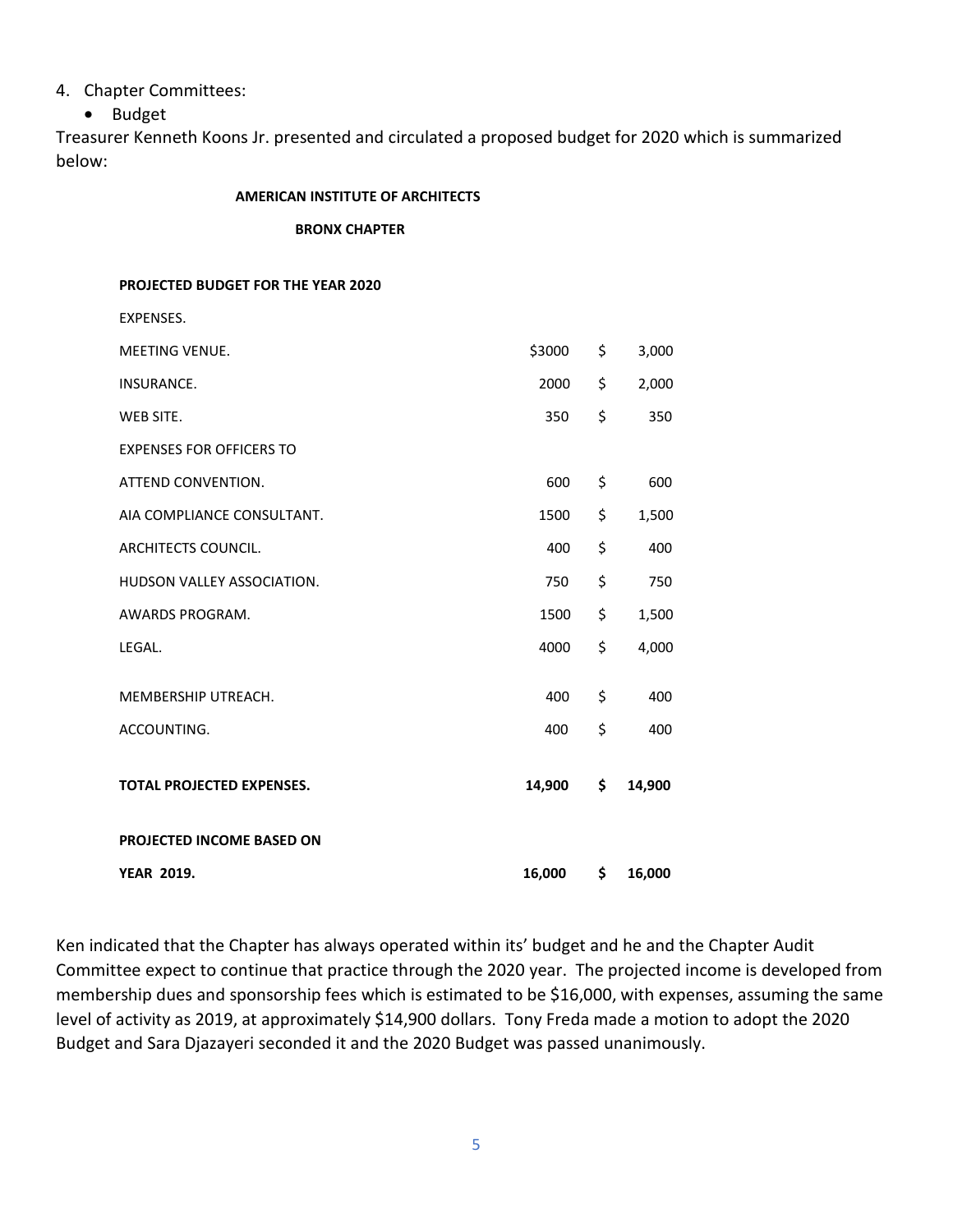4. Chapter Committees:
    - Budget

Treasurer Kenneth Koons Jr. presented and circulated a proposed budget for 2020 which is summarized below:

**AMERICAN INSTITUTE OF ARCHITECTS**

**BRONX CHAPTER**

| **PROJECTED BUDGET FOR THE YEAR 2020** | | |
|---|---|---|
| EXPENSES. | | |
| MEETING VENUE. | $3000 | $ 3,000 |
| INSURANCE. | 2000 | $ 2,000 |
| WEB SITE. | 350 | $ 350 |
| EXPENSES FOR OFFICERS TO | | |
| ATTEND CONVENTION. | 600 | $ 600 |
| AIA COMPLIANCE CONSULTANT. | 1500 | $ 1,500 |
| ARCHITECTS COUNCIL. | 400 | $ 400 |
| HUDSON VALLEY ASSOCIATION. | 750 | $ 750 |
| AWARDS PROGRAM. | 1500 | $ 1,500 |
| LEGAL. | 4000 | $ 4,000 |
| MEMBERSHIP UTREACH. | 400 | $ 400 |
| ACCOUNTING. | 400 | $ 400 |
| **TOTAL PROJECTED EXPENSES.** | **14,900** | **$ 14,900** |
| **PROJECTED INCOME BASED ON** | | |
| **YEAR 2019.** | **16,000** | **$ 16,000** |

Ken indicated that the Chapter has always operated within its' budget and he and the Chapter Audit Committee expect to continue that practice through the 2020 year. The projected income is developed from membership dues and sponsorship fees which is estimated to be $16,000, with expenses, assuming the same level of activity as 2019, at approximately $14,900 dollars. Tony Freda made a motion to adopt the 2020 Budget and Sara Djazayeri seconded it and the 2020 Budget was passed unanimously.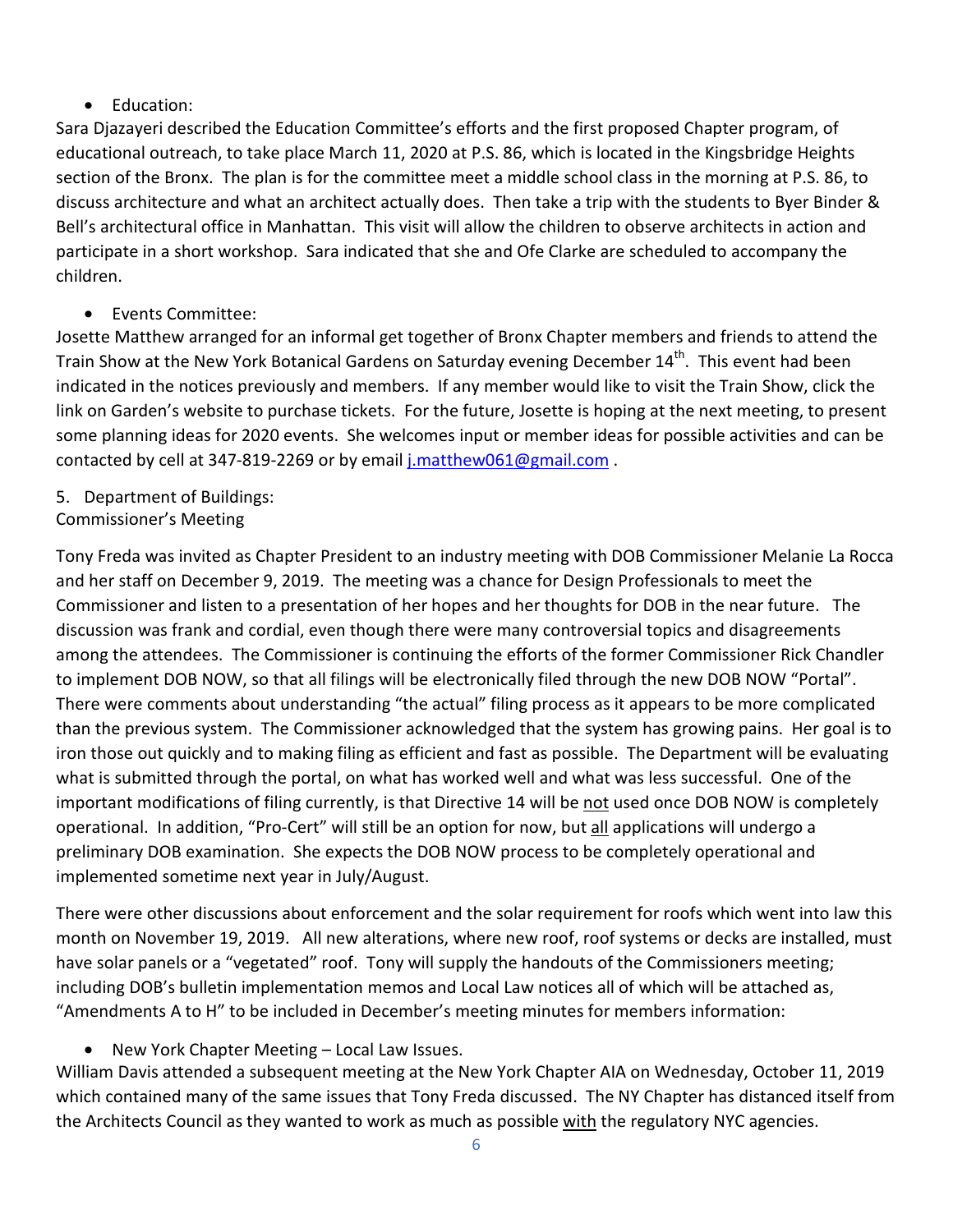- Education:

Sara Djazayeri described the Education Committee's efforts and the first proposed Chapter program, of educational outreach, to take place March 11, 2020 at P.S. 86, which is located in the Kingsbridge Heights section of the Bronx. The plan is for the committee meet a middle school class in the morning at P.S. 86, to discuss architecture and what an architect actually does. Then take a trip with the students to Byer Binder & Bell's architectural office in Manhattan. This visit will allow the children to observe architects in action and participate in a short workshop. Sara indicated that she and Ofe Clarke are scheduled to accompany the children.

- Events Committee:

Josette Matthew arranged for an informal get together of Bronx Chapter members and friends to attend the Train Show at the New York Botanical Gardens on Saturday evening December 14th. This event had been indicated in the notices previously and members. If any member would like to visit the Train Show, click the link on Garden's website to purchase tickets. For the future, Josette is hoping at the next meeting, to present some planning ideas for 2020 events. She welcomes input or member ideas for possible activities and can be contacted by cell at 347-819-2269 or by email j.matthew061@gmail.com .

5. Department of Buildings:
Commissioner's Meeting

Tony Freda was invited as Chapter President to an industry meeting with DOB Commissioner Melanie La Rocca and her staff on December 9, 2019. The meeting was a chance for Design Professionals to meet the Commissioner and listen to a presentation of her hopes and her thoughts for DOB in the near future. The discussion was frank and cordial, even though there were many controversial topics and disagreements among the attendees. The Commissioner is continuing the efforts of the former Commissioner Rick Chandler to implement DOB NOW, so that all filings will be electronically filed through the new DOB NOW "Portal". There were comments about understanding "the actual" filing process as it appears to be more complicated than the previous system. The Commissioner acknowledged that the system has growing pains. Her goal is to iron those out quickly and to making filing as efficient and fast as possible. The Department will be evaluating what is submitted through the portal, on what has worked well and what was less successful. One of the important modifications of filing currently, is that Directive 14 will be not used once DOB NOW is completely operational. In addition, "Pro-Cert" will still be an option for now, but all applications will undergo a preliminary DOB examination. She expects the DOB NOW process to be completely operational and implemented sometime next year in July/August.

There were other discussions about enforcement and the solar requirement for roofs which went into law this month on November 19, 2019. All new alterations, where new roof, roof systems or decks are installed, must have solar panels or a "vegetated" roof. Tony will supply the handouts of the Commissioners meeting; including DOB's bulletin implementation memos and Local Law notices all of which will be attached as, "Amendments A to H" to be included in December's meeting minutes for members information:

- New York Chapter Meeting – Local Law Issues.

William Davis attended a subsequent meeting at the New York Chapter AIA on Wednesday, October 11, 2019 which contained many of the same issues that Tony Freda discussed. The NY Chapter has distanced itself from the Architects Council as they wanted to work as much as possible with the regulatory NYC agencies.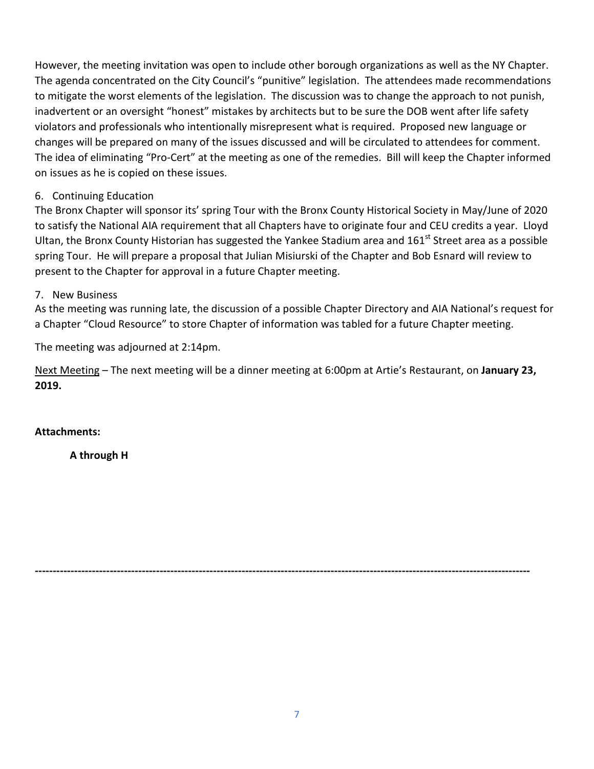However, the meeting invitation was open to include other borough organizations as well as the NY Chapter. The agenda concentrated on the City Council's "punitive" legislation. The attendees made recommendations to mitigate the worst elements of the legislation. The discussion was to change the approach to not punish, inadvertent or an oversight "honest" mistakes by architects but to be sure the DOB went after life safety violators and professionals who intentionally misrepresent what is required. Proposed new language or changes will be prepared on many of the issues discussed and will be circulated to attendees for comment. The idea of eliminating "Pro-Cert" at the meeting as one of the remedies. Bill will keep the Chapter informed on issues as he is copied on these issues.

6. Continuing Education

The Bronx Chapter will sponsor its' spring Tour with the Bronx County Historical Society in May/June of 2020 to satisfy the National AIA requirement that all Chapters have to originate four and CEU credits a year. Lloyd Ultan, the Bronx County Historian has suggested the Yankee Stadium area and 161st Street area as a possible spring Tour. He will prepare a proposal that Julian Misiurski of the Chapter and Bob Esnard will review to present to the Chapter for approval in a future Chapter meeting.

7. New Business

As the meeting was running late, the discussion of a possible Chapter Directory and AIA National's request for a Chapter "Cloud Resource" to store Chapter of information was tabled for a future Chapter meeting.

The meeting was adjourned at 2:14pm.

<u>Next Meeting</u> – The next meeting will be a dinner meeting at 6:00pm at Artie's Restaurant, on **January 23, 2019.**

**Attachments:**

**A through H**

---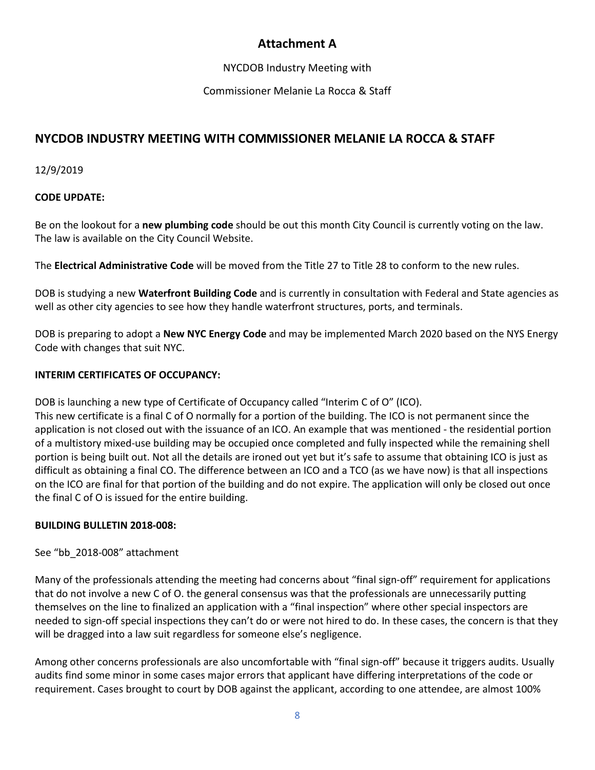## Attachment A

NYCDOB Industry Meeting with

Commissioner Melanie La Rocca & Staff

## NYCDOB INDUSTRY MEETING WITH COMMISSIONER MELANIE LA ROCCA & STAFF

12/9/2019

**CODE UPDATE:**

Be on the lookout for a **new plumbing code** should be out this month City Council is currently voting on the law. The law is available on the City Council Website.

The **Electrical Administrative Code** will be moved from the Title 27 to Title 28 to conform to the new rules.

DOB is studying a new **Waterfront Building Code** and is currently in consultation with Federal and State agencies as well as other city agencies to see how they handle waterfront structures, ports, and terminals.

DOB is preparing to adopt a **New NYC Energy Code** and may be implemented March 2020 based on the NYS Energy Code with changes that suit NYC.

**INTERIM CERTIFICATES OF OCCUPANCY:**

DOB is launching a new type of Certificate of Occupancy called "Interim C of O" (ICO).
This new certificate is a final C of O normally for a portion of the building. The ICO is not permanent since the application is not closed out with the issuance of an ICO. An example that was mentioned - the residential portion of a multistory mixed-use building may be occupied once completed and fully inspected while the remaining shell portion is being built out. Not all the details are ironed out yet but it's safe to assume that obtaining ICO is just as difficult as obtaining a final CO. The difference between an ICO and a TCO (as we have now) is that all inspections on the ICO are final for that portion of the building and do not expire. The application will only be closed out once the final C of O is issued for the entire building.

**BUILDING BULLETIN 2018-008:**

See "bb_2018-008" attachment

Many of the professionals attending the meeting had concerns about "final sign-off" requirement for applications that do not involve a new C of O. the general consensus was that the professionals are unnecessarily putting themselves on the line to finalized an application with a "final inspection" where other special inspectors are needed to sign-off special inspections they can't do or were not hired to do. In these cases, the concern is that they will be dragged into a law suit regardless for someone else's negligence.

Among other concerns professionals are also uncomfortable with "final sign-off" because it triggers audits. Usually audits find some minor in some cases major errors that applicant have differing interpretations of the code or requirement. Cases brought to court by DOB against the applicant, according to one attendee, are almost 100%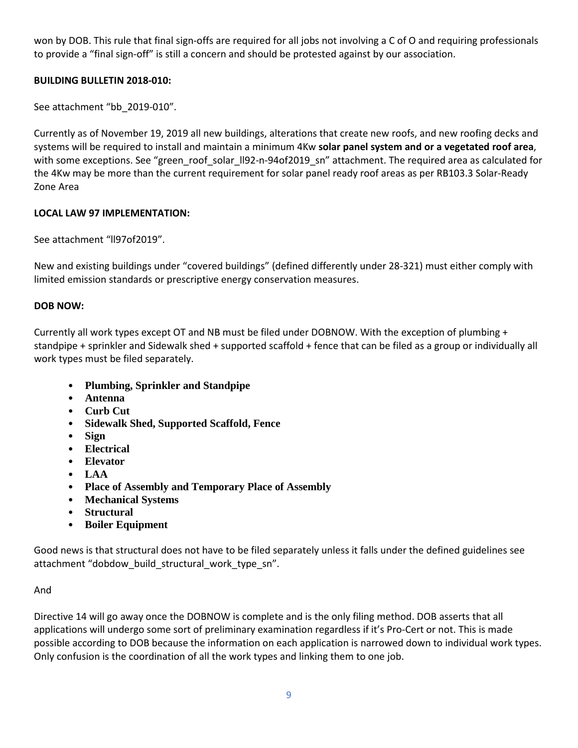won by DOB. This rule that final sign-offs are required for all jobs not involving a C of O and requiring professionals to provide a "final sign-off" is still a concern and should be protested against by our association.

**BUILDING BULLETIN 2018-010:**

See attachment "bb_2019-010".

Currently as of November 19, 2019 all new buildings, alterations that create new roofs, and new roofing decks and systems will be required to install and maintain a minimum 4Kw **solar panel system and or a vegetated roof area**, with some exceptions. See "green_roof_solar_ll92-n-94of2019_sn" attachment. The required area as calculated for the 4Kw may be more than the current requirement for solar panel ready roof areas as per RB103.3 Solar-Ready Zone Area

**LOCAL LAW 97 IMPLEMENTATION:**

See attachment "ll97of2019".

New and existing buildings under "covered buildings" (defined differently under 28-321) must either comply with limited emission standards or prescriptive energy conservation measures.

**DOB NOW:**

Currently all work types except OT and NB must be filed under DOBNOW. With the exception of plumbing + standpipe + sprinkler and Sidewalk shed + supported scaffold + fence that can be filed as a group or individually all work types must be filed separately.

- **Plumbing, Sprinkler and Standpipe**
- **Antenna**
- **Curb Cut**
- **Sidewalk Shed, Supported Scaffold, Fence**
- **Sign**
- **Electrical**
- **Elevator**
- **LAA**
- **Place of Assembly and Temporary Place of Assembly**
- **Mechanical Systems**
- **Structural**
- **Boiler Equipment**

Good news is that structural does not have to be filed separately unless it falls under the defined guidelines see attachment "dobdow_build_structural_work_type_sn".

And

Directive 14 will go away once the DOBNOW is complete and is the only filing method. DOB asserts that all applications will undergo some sort of preliminary examination regardless if it's Pro-Cert or not. This is made possible according to DOB because the information on each application is narrowed down to individual work types. Only confusion is the coordination of all the work types and linking them to one job.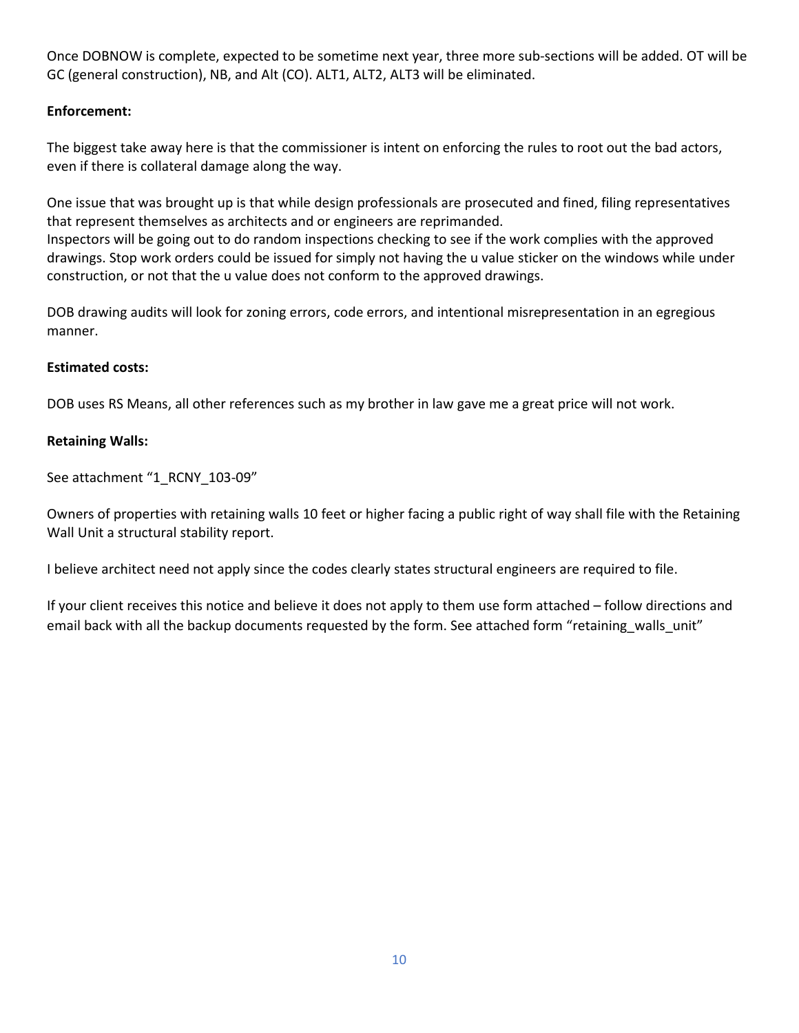Once DOBNOW is complete, expected to be sometime next year, three more sub-sections will be added. OT will be GC (general construction), NB, and Alt (CO). ALT1, ALT2, ALT3 will be eliminated.

**Enforcement:**

The biggest take away here is that the commissioner is intent on enforcing the rules to root out the bad actors, even if there is collateral damage along the way.

One issue that was brought up is that while design professionals are prosecuted and fined, filing representatives that represent themselves as architects and or engineers are reprimanded.
Inspectors will be going out to do random inspections checking to see if the work complies with the approved drawings. Stop work orders could be issued for simply not having the u value sticker on the windows while under construction, or not that the u value does not conform to the approved drawings.

DOB drawing audits will look for zoning errors, code errors, and intentional misrepresentation in an egregious manner.

**Estimated costs:**

DOB uses RS Means, all other references such as my brother in law gave me a great price will not work.

**Retaining Walls:**

See attachment "1_RCNY_103-09"

Owners of properties with retaining walls 10 feet or higher facing a public right of way shall file with the Retaining Wall Unit a structural stability report.

I believe architect need not apply since the codes clearly states structural engineers are required to file.

If your client receives this notice and believe it does not apply to them use form attached – follow directions and email back with all the backup documents requested by the form. See attached form "retaining_walls_unit"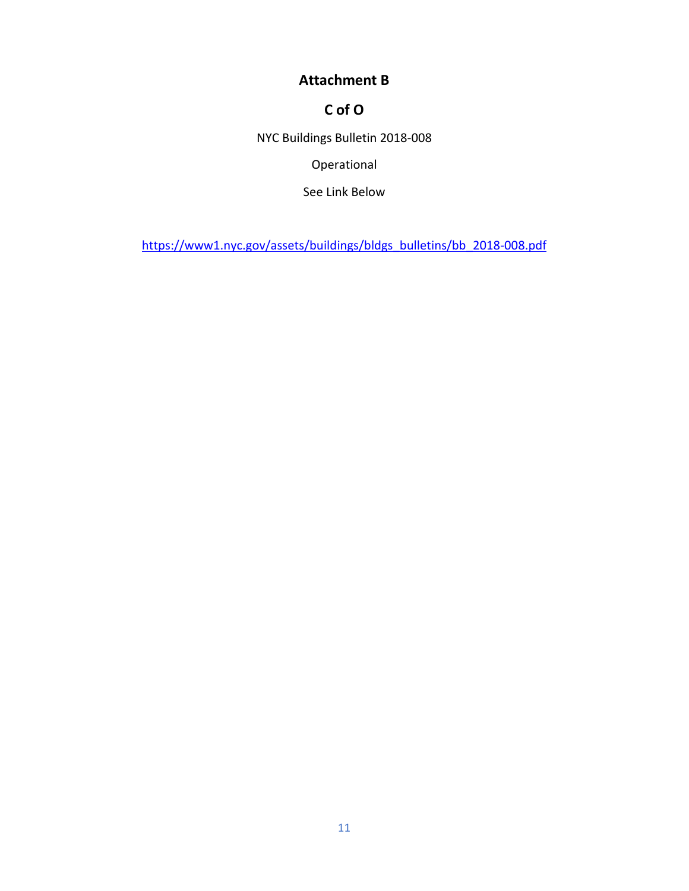# Attachment B

## C of O

NYC Buildings Bulletin 2018-008

Operational

See Link Below

https://www1.nyc.gov/assets/buildings/bldgs_bulletins/bb_2018-008.pdf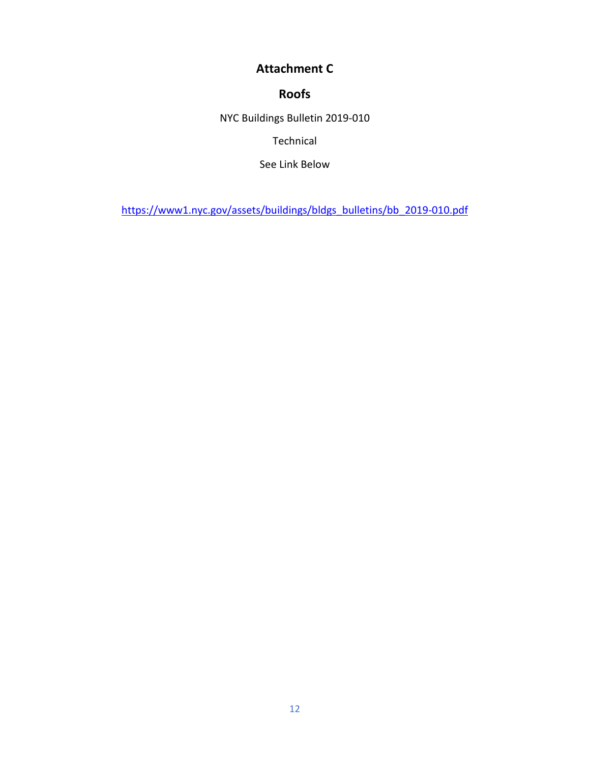# Attachment C

## Roofs

NYC Buildings Bulletin 2019-010

Technical

See Link Below

https://www1.nyc.gov/assets/buildings/bldgs_bulletins/bb_2019-010.pdf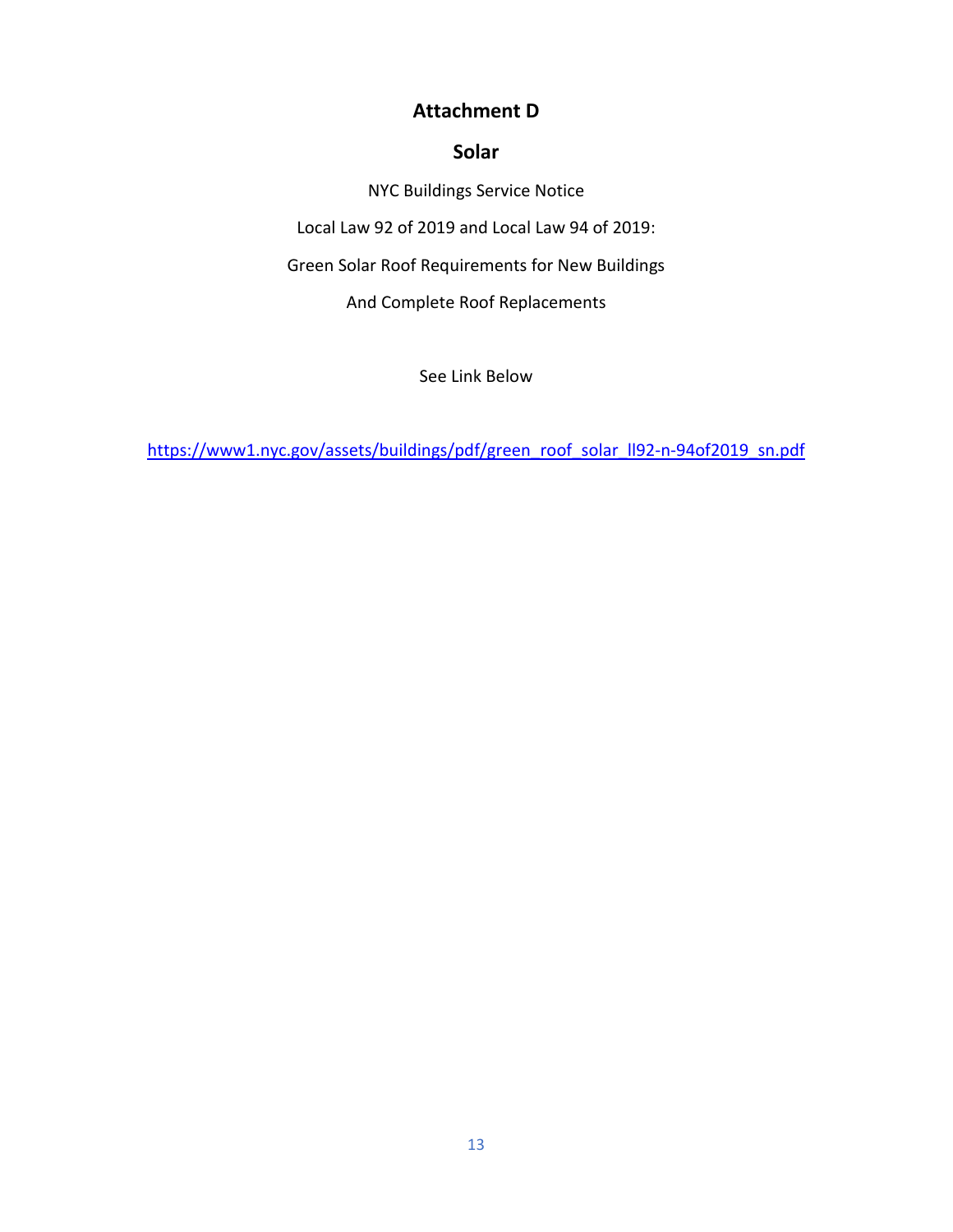# Attachment D

## Solar

NYC Buildings Service Notice

Local Law 92 of 2019 and Local Law 94 of 2019:

Green Solar Roof Requirements for New Buildings

And Complete Roof Replacements

See Link Below

https://www1.nyc.gov/assets/buildings/pdf/green_roof_solar_ll92-n-94of2019_sn.pdf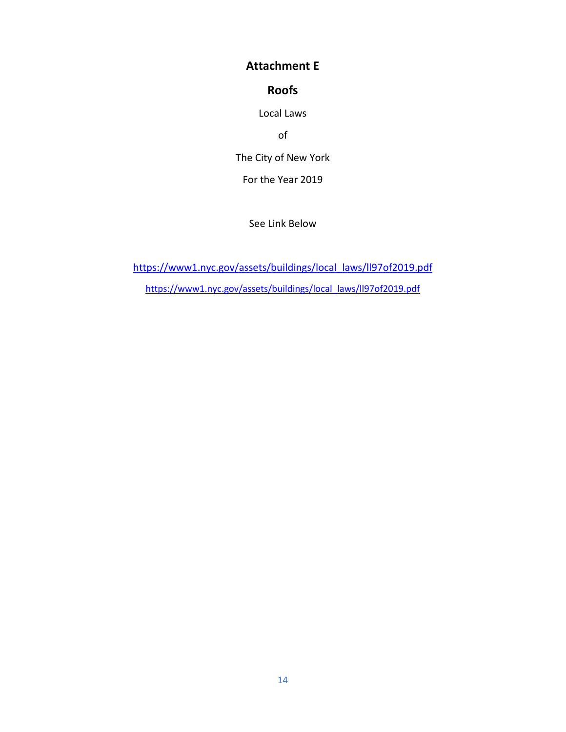# Attachment E

## Roofs

Local Laws

of

The City of New York

For the Year 2019

See Link Below

https://www1.nyc.gov/assets/buildings/local_laws/ll97of2019.pdf

https://www1.nyc.gov/assets/buildings/local_laws/ll97of2019.pdf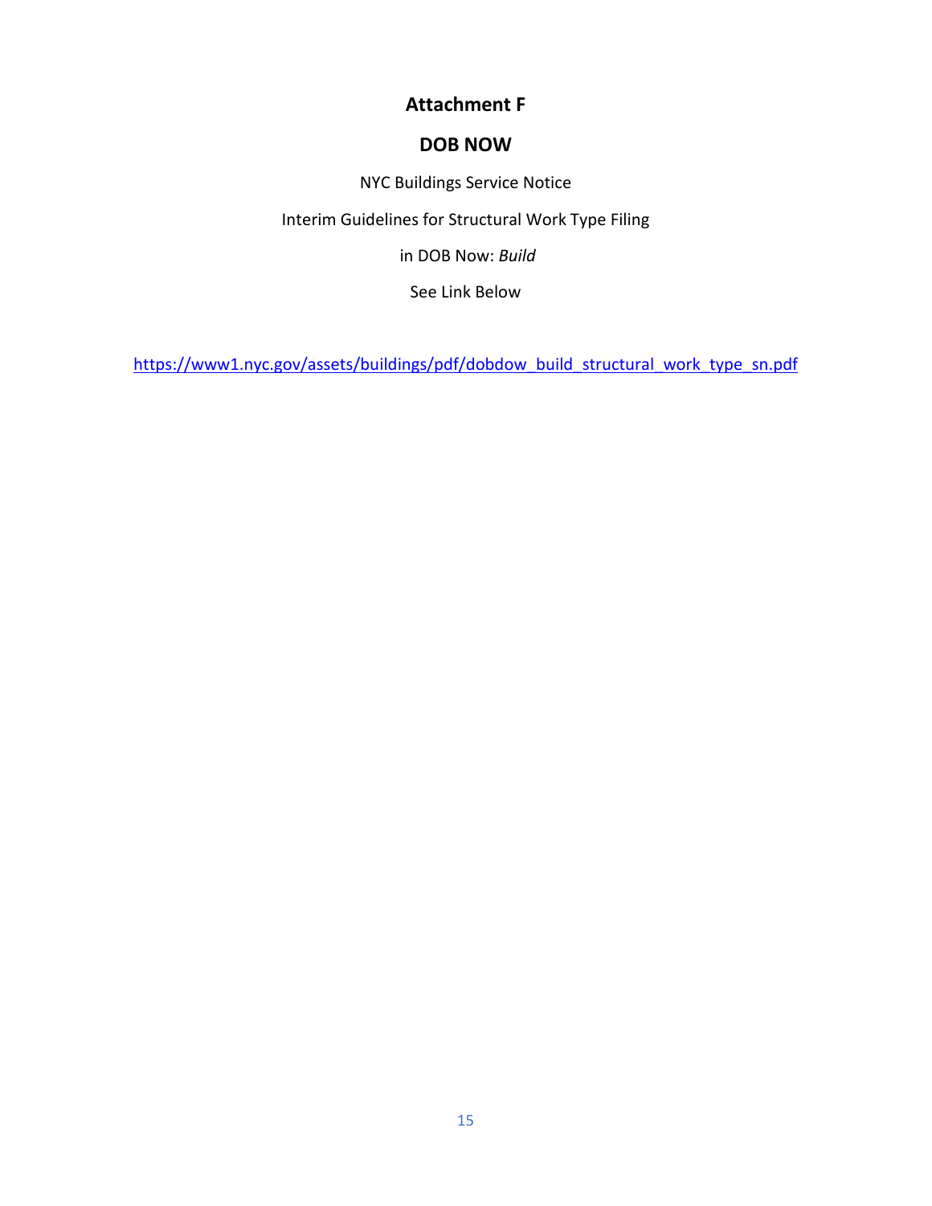# Attachment F

## DOB NOW

NYC Buildings Service Notice

Interim Guidelines for Structural Work Type Filing

in DOB Now: *Build*

See Link Below

https://www1.nyc.gov/assets/buildings/pdf/dobdow_build_structural_work_type_sn.pdf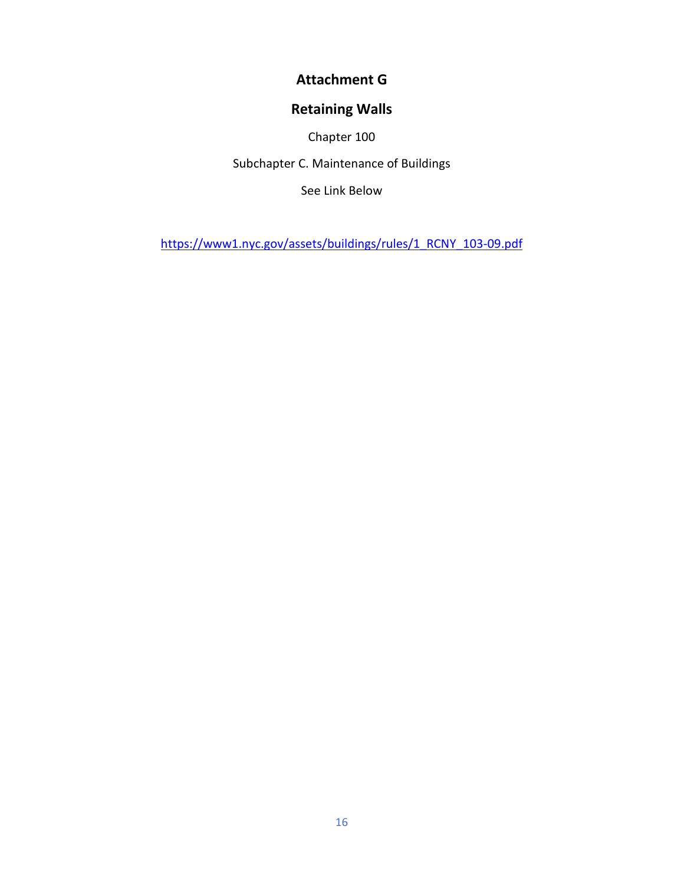# Attachment G

## Retaining Walls

Chapter 100

Subchapter C. Maintenance of Buildings

See Link Below

https://www1.nyc.gov/assets/buildings/rules/1_RCNY_103-09.pdf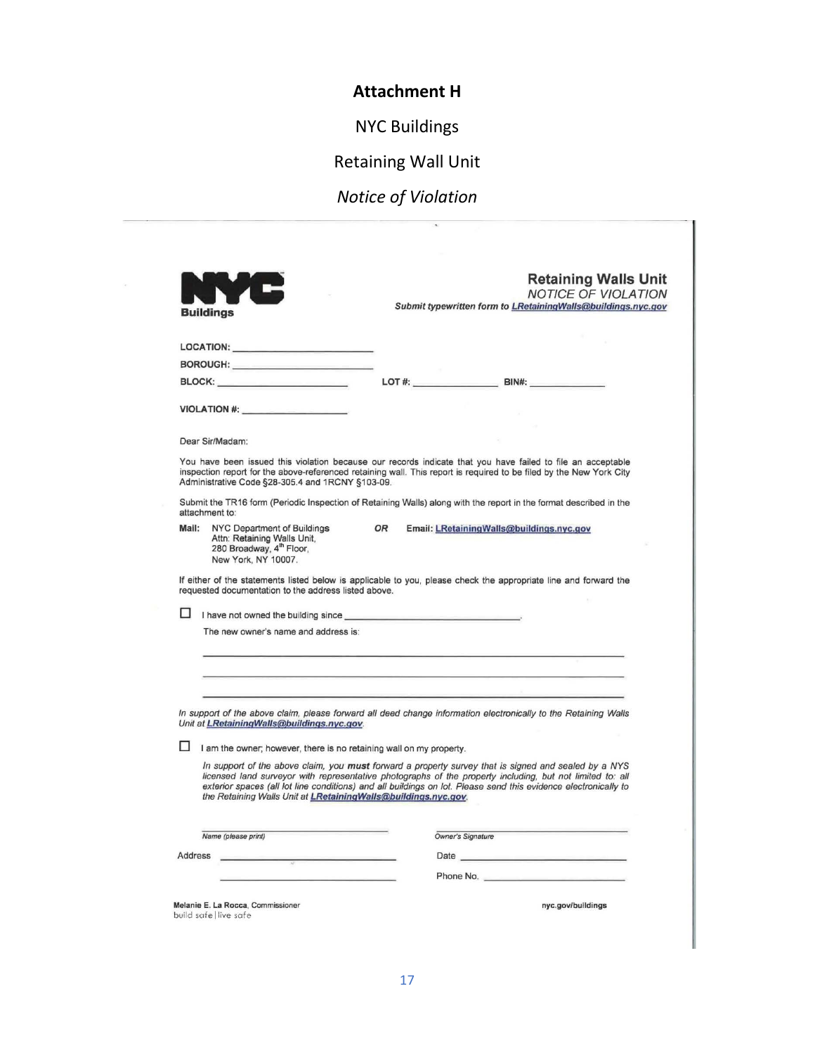# Attachment H

NYC Buildings

Retaining Wall Unit

*Notice of Violation*

**NYC Buildings**

## Retaining Walls Unit

*NOTICE OF VIOLATION*

***Submit typewritten form to LRetainingWalls@buildings.nyc.gov***

**LOCATION:** ____________________

**BOROUGH:** ____________________

**BLOCK:** ____________________ **LOT #:** ______________ **BIN#:** ______________

**VIOLATION #:** ________________

Dear Sir/Madam:

You have been issued this violation because our records indicate that you have failed to file an acceptable inspection report for the above-referenced retaining wall. This report is required to be filed by the New York City Administrative Code §28-305.4 and 1RCNY §103-09.

Submit the TR16 form (Periodic Inspection of Retaining Walls) along with the report in the format described in the attachment to:

**Mail:** NYC Department of Buildings
Attn: Retaining Walls Unit,
280 Broadway, 4th Floor,
New York, NY 10007.

***OR*** **Email: LRetainingWalls@buildings.nyc.gov**

If either of the statements listed below is applicable to you, please check the appropriate line and forward the requested documentation to the address listed above.

☐ I have not owned the building since ______________________________.

The new owner's name and address is:

______________________________________________________________

______________________________________________________________

______________________________________________________________

*In support of the above claim, please forward all deed change information electronically to the Retaining Walls Unit at **LRetainingWalls@buildings.nyc.gov**.*

☐ I am the owner; however, there is no retaining wall on my property.

*In support of the above claim, you **must** forward a property survey that is signed and sealed by a NYS licensed land surveyor with representative photographs of the property including, but not limited to: all exterior spaces (all lot line conditions) and all buildings on lot. Please send this evidence electronically to the Retaining Walls Unit at **LRetainingWalls@buildings.nyc.gov**.*

______________________________ ______________________________
*Name (please print)* *Owner's Signature*

Address ______________________________ Date ______________________________

______________________________ Phone No. ______________________________

**Melanie E. La Rocca**, Commissioner
build safe | live safe

**nyc.gov/buildings**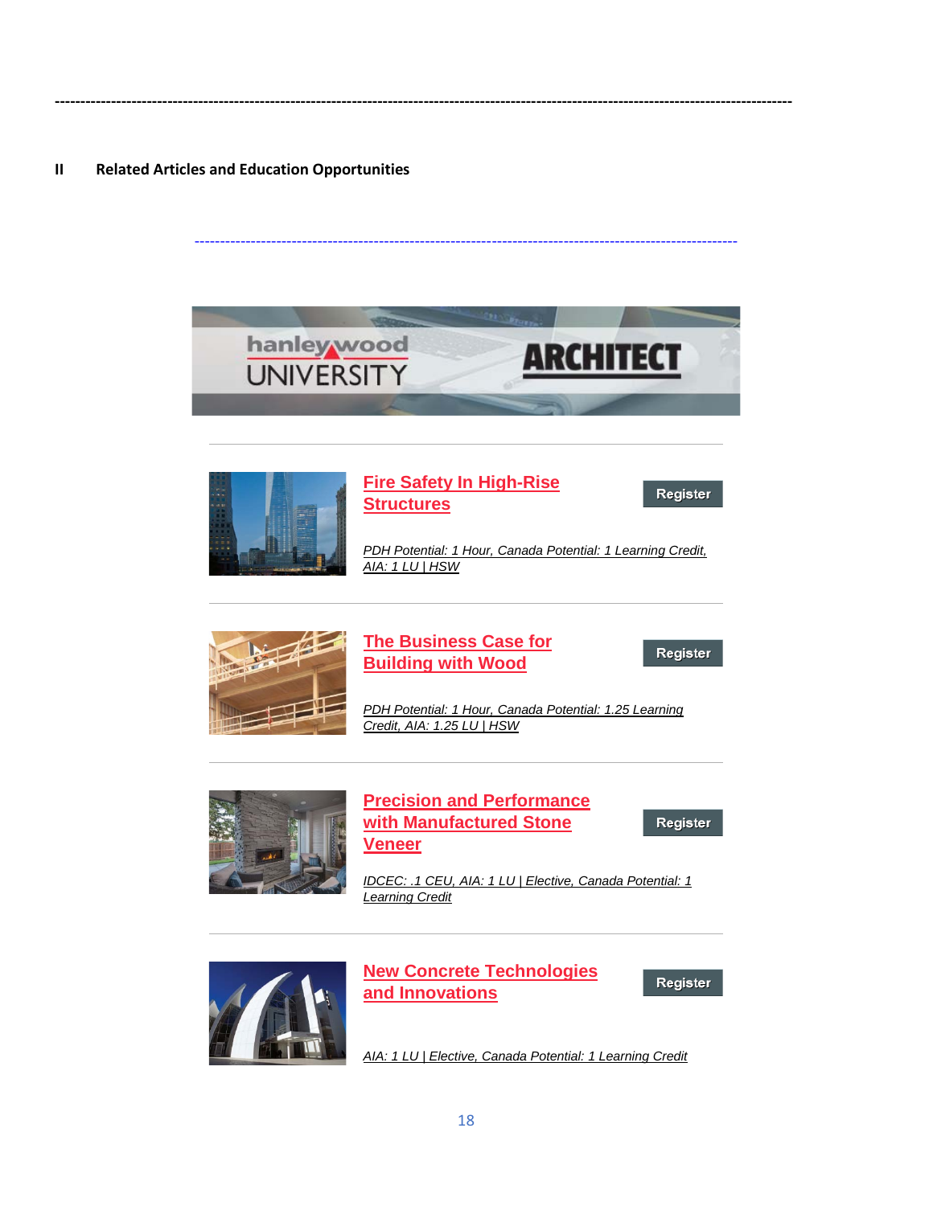---

## II Related Articles and Education Opportunities

---

hanley wood UNIVERSITY ARCHITECT

---

**Fire Safety In High-Rise Structures** — Register

*PDH Potential: 1 Hour, Canada Potential: 1 Learning Credit, AIA: 1 LU | HSW*

---

**The Business Case for Building with Wood** — Register

*PDH Potential: 1 Hour, Canada Potential: 1.25 Learning Credit, AIA: 1.25 LU | HSW*

---

**Precision and Performance with Manufactured Stone Veneer** — Register

*IDCEC: .1 CEU, AIA: 1 LU | Elective, Canada Potential: 1 Learning Credit*

---

**New Concrete Technologies and Innovations** — Register

*AIA: 1 LU | Elective, Canada Potential: 1 Learning Credit*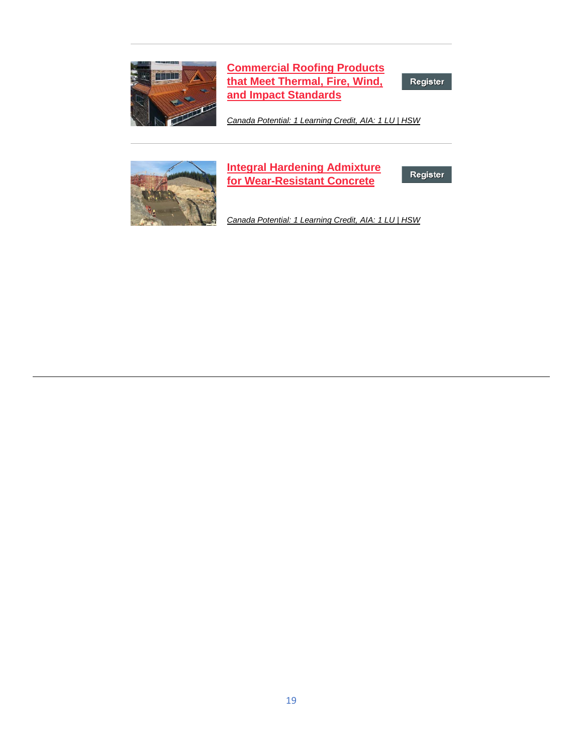---

**Commercial Roofing Products that Meet Thermal, Fire, Wind, and Impact Standards**

Register

*Canada Potential: 1 Learning Credit, AIA: 1 LU | HSW*

---

**Integral Hardening Admixture for Wear-Resistant Concrete**

Register

*Canada Potential: 1 Learning Credit, AIA: 1 LU | HSW*

---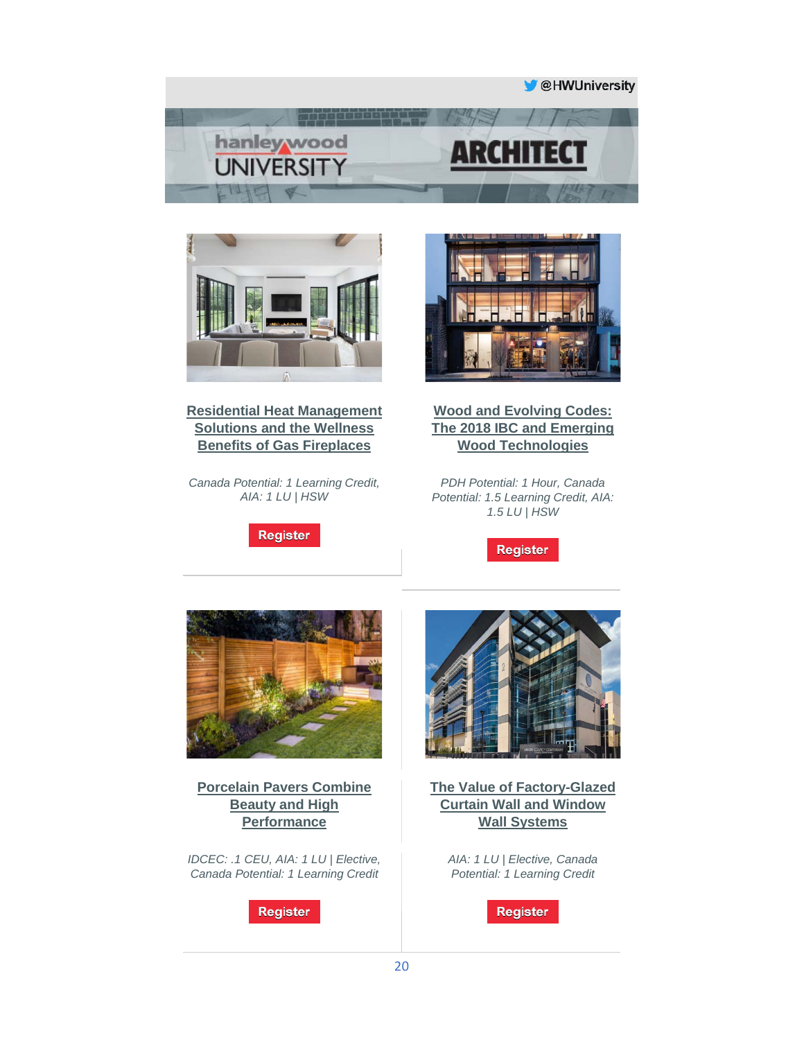@HWUniversity

hanley wood UNIVERSITY

ARCHITECT

**Residential Heat Management Solutions and the Wellness Benefits of Gas Fireplaces**

*Canada Potential: 1 Learning Credit, AIA: 1 LU | HSW*

Register

**Wood and Evolving Codes: The 2018 IBC and Emerging Wood Technologies**

*PDH Potential: 1 Hour, Canada Potential: 1.5 Learning Credit, AIA: 1.5 LU | HSW*

Register

**Porcelain Pavers Combine Beauty and High Performance**

*IDCEC: .1 CEU, AIA: 1 LU | Elective, Canada Potential: 1 Learning Credit*

Register

**The Value of Factory-Glazed Curtain Wall and Window Wall Systems**

*AIA: 1 LU | Elective, Canada Potential: 1 Learning Credit*

Register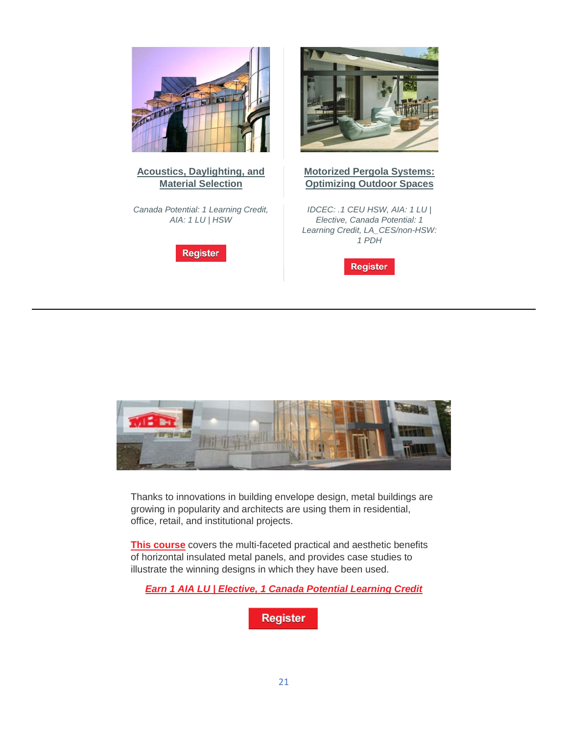**Acoustics, Daylighting, and Material Selection**

*Canada Potential: 1 Learning Credit, AIA: 1 LU | HSW*

Register

**Motorized Pergola Systems: Optimizing Outdoor Spaces**

*IDCEC: .1 CEU HSW, AIA: 1 LU | Elective, Canada Potential: 1 Learning Credit, LA_CES/non-HSW: 1 PDH*

Register

---

Thanks to innovations in building envelope design, metal buildings are growing in popularity and architects are using them in residential, office, retail, and institutional projects.

**This course** covers the multi-faceted practical and aesthetic benefits of horizontal insulated metal panels, and provides case studies to illustrate the winning designs in which they have been used.

***Earn 1 AIA LU | Elective, 1 Canada Potential Learning Credit***

Register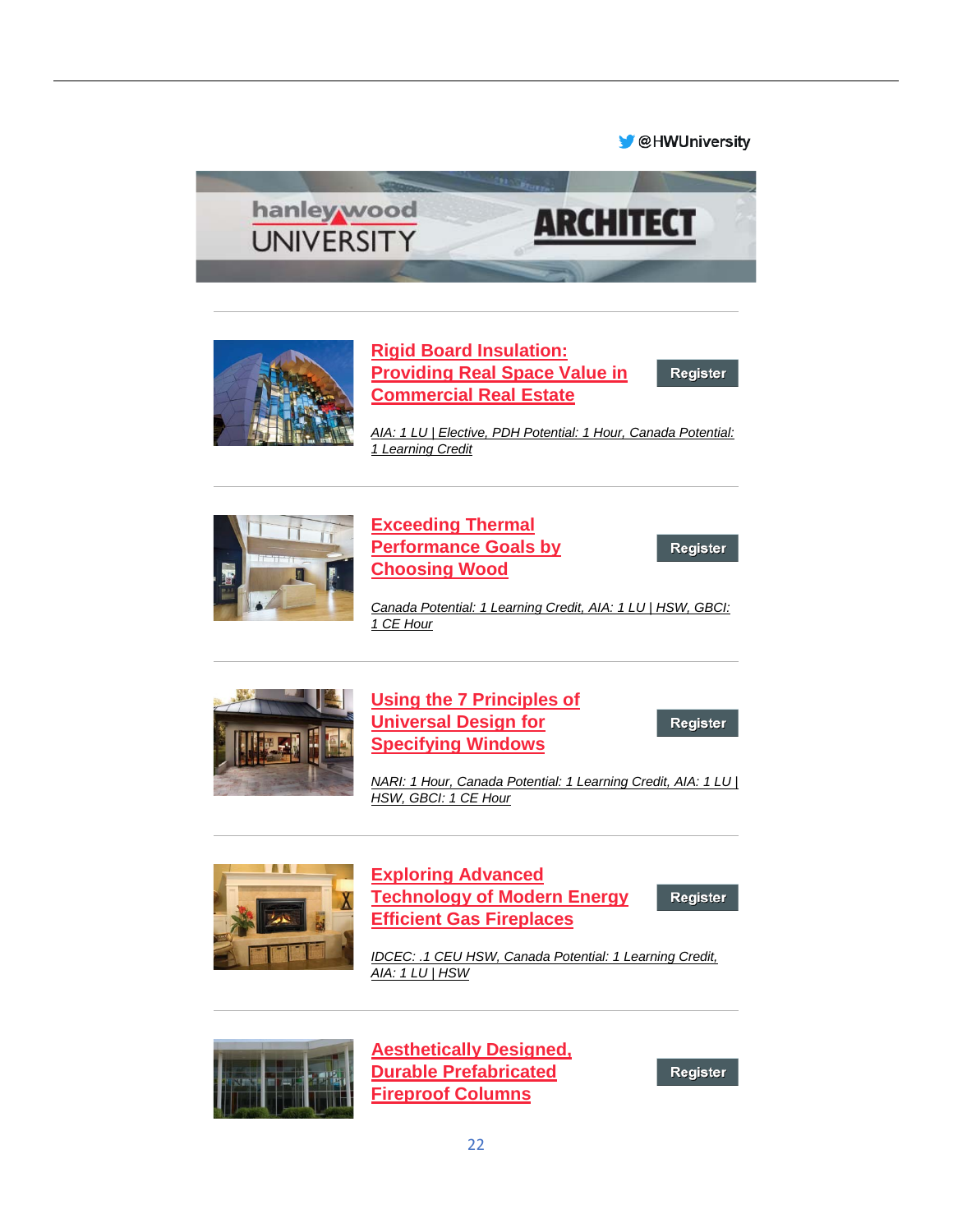@HWUniversity

hanley wood UNIVERSITY | ARCHITECT

---

**Rigid Board Insulation: Providing Real Space Value in Commercial Real Estate**

Register

*AIA: 1 LU | Elective, PDH Potential: 1 Hour, Canada Potential: 1 Learning Credit*

---

**Exceeding Thermal Performance Goals by Choosing Wood**

Register

*Canada Potential: 1 Learning Credit, AIA: 1 LU | HSW, GBCI: 1 CE Hour*

---

**Using the 7 Principles of Universal Design for Specifying Windows**

Register

*NARI: 1 Hour, Canada Potential: 1 Learning Credit, AIA: 1 LU | HSW, GBCI: 1 CE Hour*

---

**Exploring Advanced Technology of Modern Energy Efficient Gas Fireplaces**

Register

*IDCEC: .1 CEU HSW, Canada Potential: 1 Learning Credit, AIA: 1 LU | HSW*

---

**Aesthetically Designed, Durable Prefabricated Fireproof Columns**

Register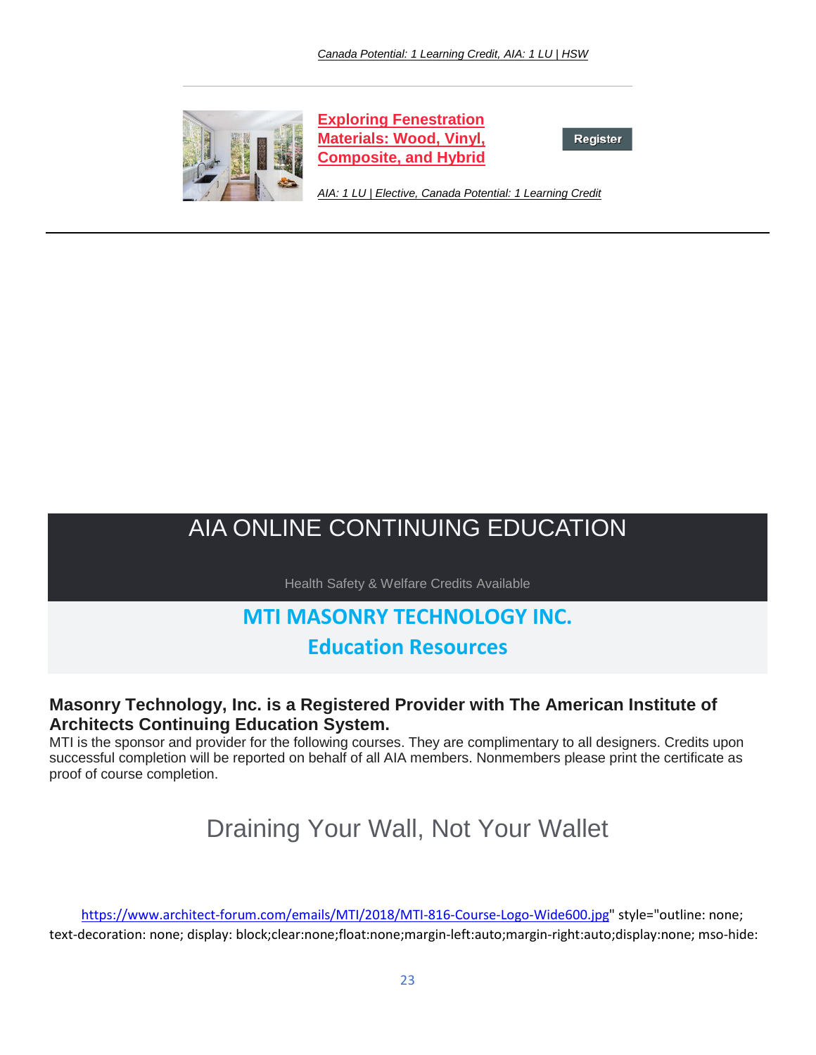*Canada Potential: 1 Learning Credit, AIA: 1 LU | HSW*

---

**Exploring Fenestration Materials: Wood, Vinyl, Composite, and Hybrid**

Register

*AIA: 1 LU | Elective, Canada Potential: 1 Learning Credit*

---

# AIA ONLINE CONTINUING EDUCATION

Health Safety & Welfare Credits Available

## MTI MASONRY TECHNOLOGY INC.

## Education Resources

**Masonry Technology, Inc. is a Registered Provider with The American Institute of Architects Continuing Education System.**

MTI is the sponsor and provider for the following courses. They are complimentary to all designers. Credits upon successful completion will be reported on behalf of all AIA members. Nonmembers please print the certificate as proof of course completion.

# Draining Your Wall, Not Your Wallet

https://www.architect-forum.com/emails/MTI/2018/MTI-816-Course-Logo-Wide600.jpg" style="outline: none; text-decoration: none; display: block;clear:none;float:none;margin-left:auto;margin-right:auto;display:none; mso-hide: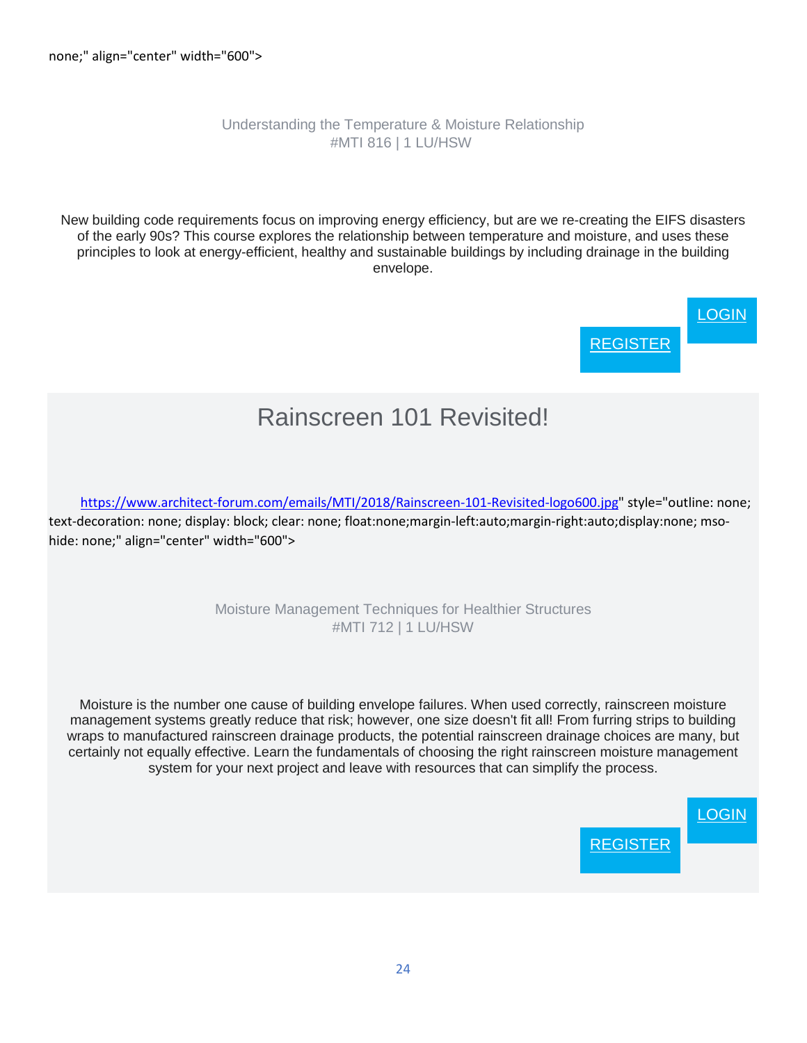none;" align="center" width="600">

Understanding the Temperature & Moisture Relationship
#MTI 816 | 1 LU/HSW

New building code requirements focus on improving energy efficiency, but are we re-creating the EIFS disasters of the early 90s? This course explores the relationship between temperature and moisture, and uses these principles to look at energy-efficient, healthy and sustainable buildings by including drainage in the building envelope.

LOGIN

REGISTER

# Rainscreen 101 Revisited!

https://www.architect-forum.com/emails/MTI/2018/Rainscreen-101-Revisited-logo600.jpg" style="outline: none; text-decoration: none; display: block; clear: none; float:none;margin-left:auto;margin-right:auto;display:none; mso-hide: none;" align="center" width="600">

Moisture Management Techniques for Healthier Structures
#MTI 712 | 1 LU/HSW

Moisture is the number one cause of building envelope failures. When used correctly, rainscreen moisture management systems greatly reduce that risk; however, one size doesn't fit all! From furring strips to building wraps to manufactured rainscreen drainage products, the potential rainscreen drainage choices are many, but certainly not equally effective. Learn the fundamentals of choosing the right rainscreen moisture management system for your next project and leave with resources that can simplify the process.

LOGIN

REGISTER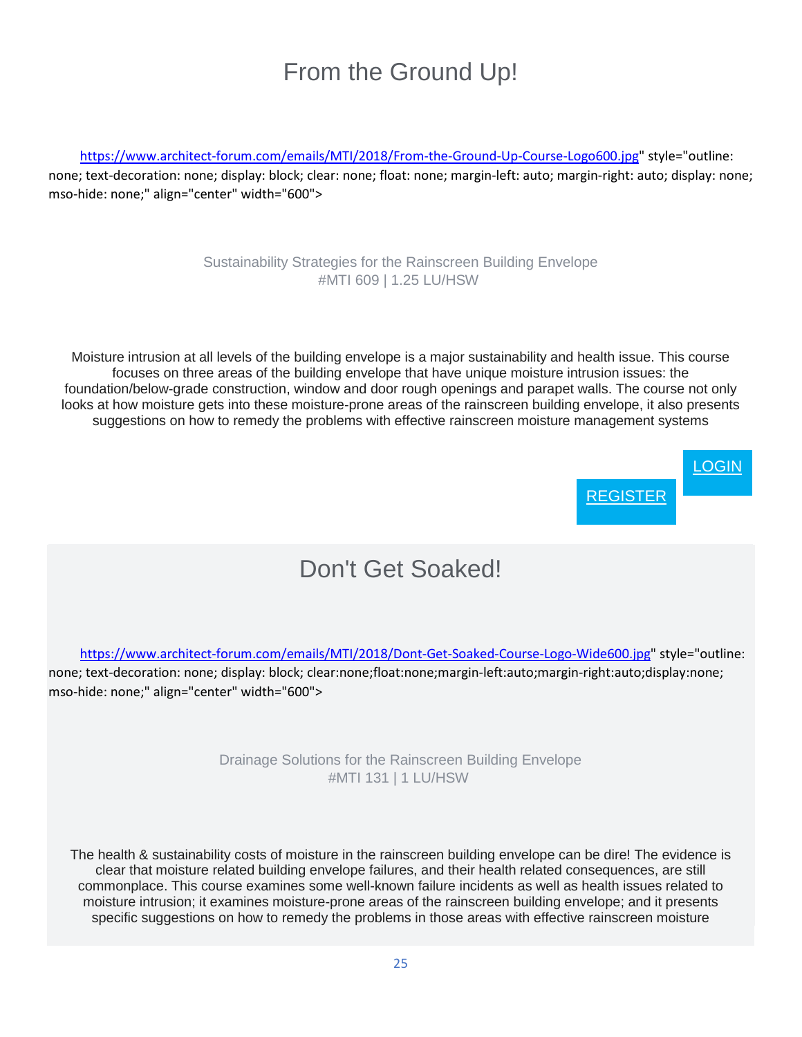# From the Ground Up!

https://www.architect-forum.com/emails/MTI/2018/From-the-Ground-Up-Course-Logo600.jpg" style="outline: none; text-decoration: none; display: block; clear: none; float: none; margin-left: auto; margin-right: auto; display: none; mso-hide: none;" align="center" width="600">

Sustainability Strategies for the Rainscreen Building Envelope
#MTI 609 | 1.25 LU/HSW

Moisture intrusion at all levels of the building envelope is a major sustainability and health issue. This course focuses on three areas of the building envelope that have unique moisture intrusion issues: the foundation/below-grade construction, window and door rough openings and parapet walls. The course not only looks at how moisture gets into these moisture-prone areas of the rainscreen building envelope, it also presents suggestions on how to remedy the problems with effective rainscreen moisture management systems

LOGIN

REGISTER

# Don't Get Soaked!

https://www.architect-forum.com/emails/MTI/2018/Dont-Get-Soaked-Course-Logo-Wide600.jpg" style="outline: none; text-decoration: none; display: block; clear:none;float:none;margin-left:auto;margin-right:auto;display:none; mso-hide: none;" align="center" width="600">

Drainage Solutions for the Rainscreen Building Envelope
#MTI 131 | 1 LU/HSW

The health & sustainability costs of moisture in the rainscreen building envelope can be dire! The evidence is clear that moisture related building envelope failures, and their health related consequences, are still commonplace. This course examines some well-known failure incidents as well as health issues related to moisture intrusion; it examines moisture-prone areas of the rainscreen building envelope; and it presents specific suggestions on how to remedy the problems in those areas with effective rainscreen moisture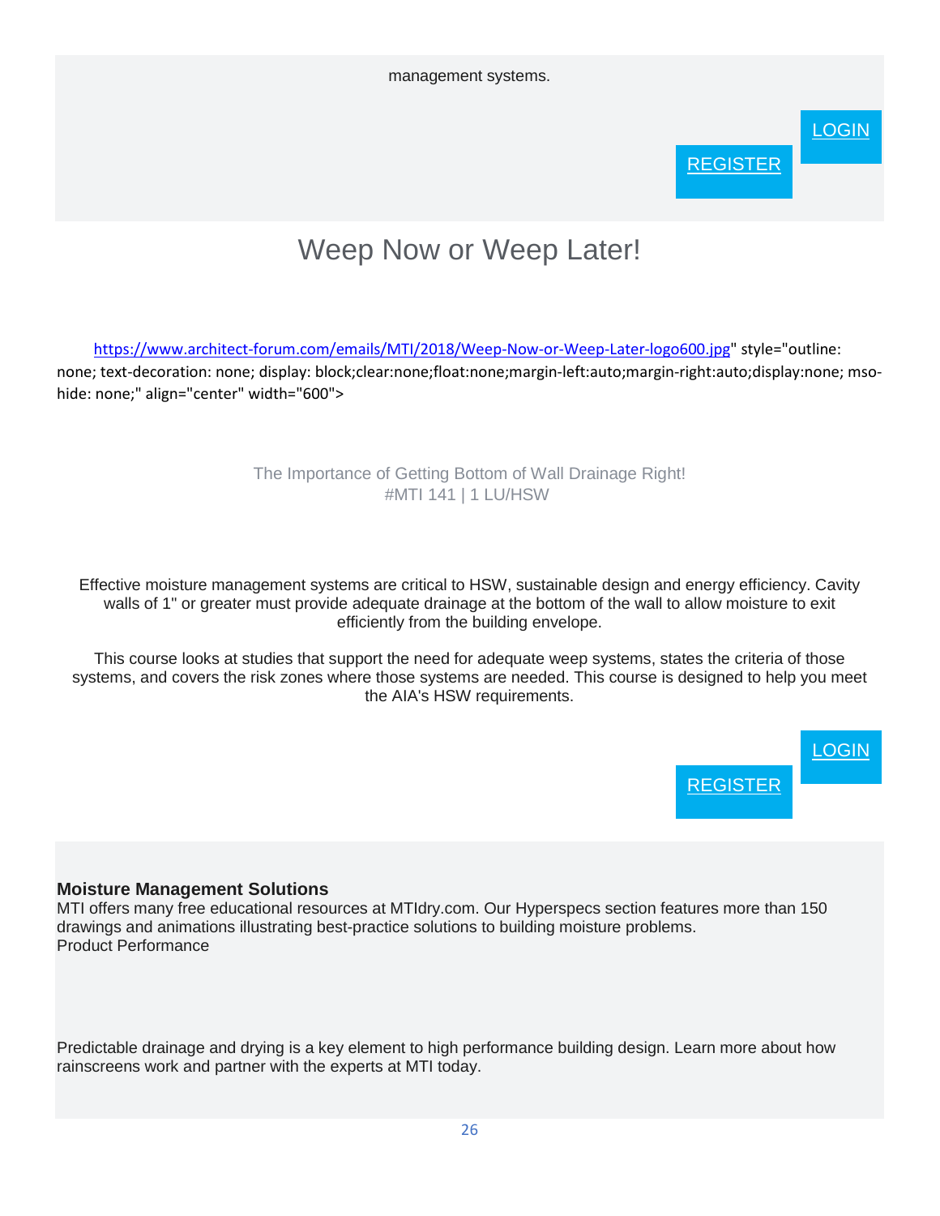management systems.

[LOGIN](#)

[REGISTER](#)

# Weep Now or Weep Later!

https://www.architect-forum.com/emails/MTI/2018/Weep-Now-or-Weep-Later-logo600.jpg" style="outline: none; text-decoration: none; display: block;clear:none;float:none;margin-left:auto;margin-right:auto;display:none; mso-hide: none;" align="center" width="600">

The Importance of Getting Bottom of Wall Drainage Right!
#MTI 141 | 1 LU/HSW

Effective moisture management systems are critical to HSW, sustainable design and energy efficiency. Cavity walls of 1" or greater must provide adequate drainage at the bottom of the wall to allow moisture to exit efficiently from the building envelope.

This course looks at studies that support the need for adequate weep systems, states the criteria of those systems, and covers the risk zones where those systems are needed. This course is designed to help you meet the AIA's HSW requirements.

[LOGIN](#)

[REGISTER](#)

**Moisture Management Solutions**
MTI offers many free educational resources at MTIdry.com. Our Hyperspecs section features more than 150 drawings and animations illustrating best-practice solutions to building moisture problems.
Product Performance

Predictable drainage and drying is a key element to high performance building design. Learn more about how rainscreens work and partner with the experts at MTI today.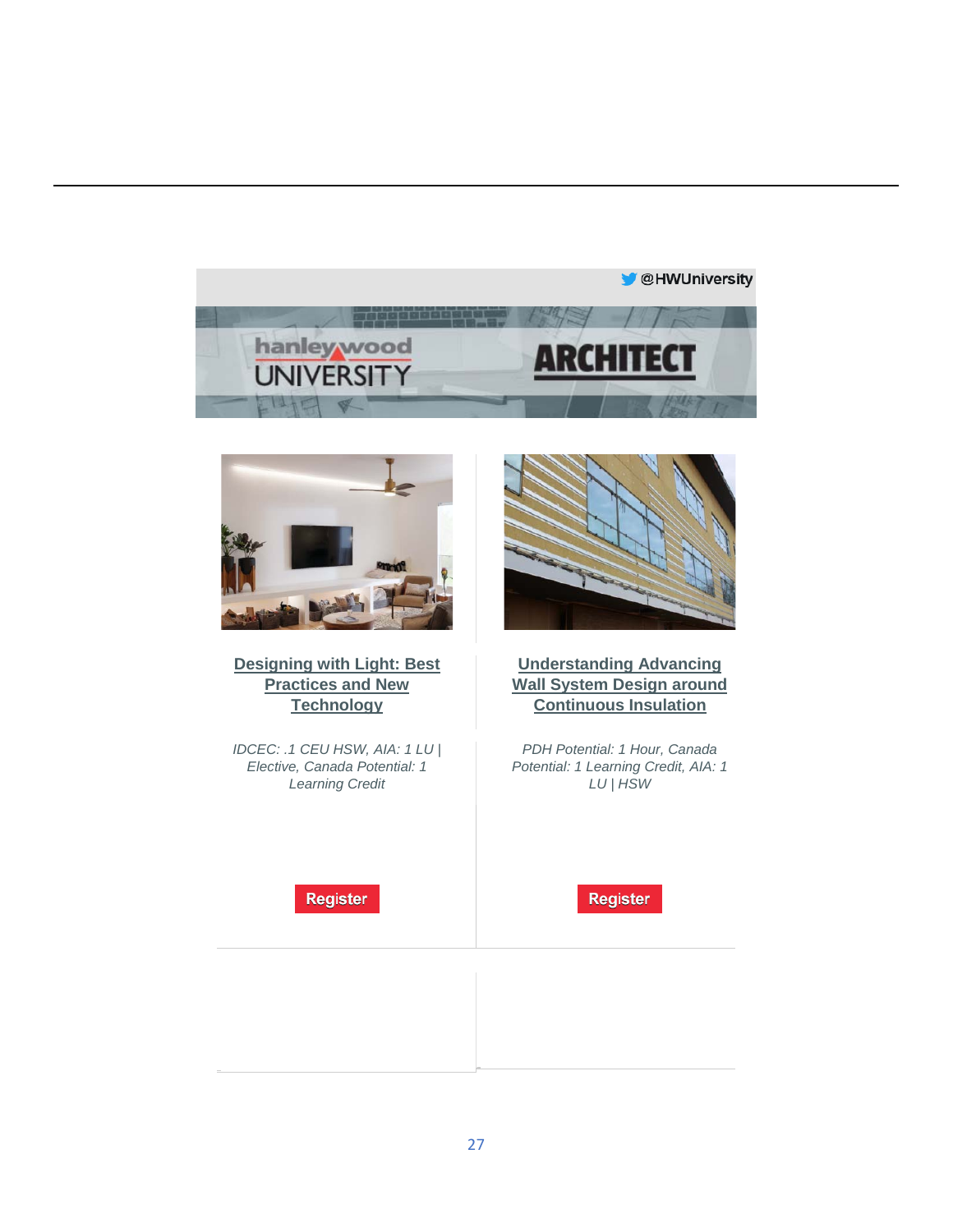@HWUniversity

hanley wood UNIVERSITY

ARCHITECT

**Designing with Light: Best Practices and New Technology**

*IDCEC: .1 CEU HSW, AIA: 1 LU | Elective, Canada Potential: 1 Learning Credit*

Register

**Understanding Advancing Wall System Design around Continuous Insulation**

*PDH Potential: 1 Hour, Canada Potential: 1 Learning Credit, AIA: 1 LU | HSW*

Register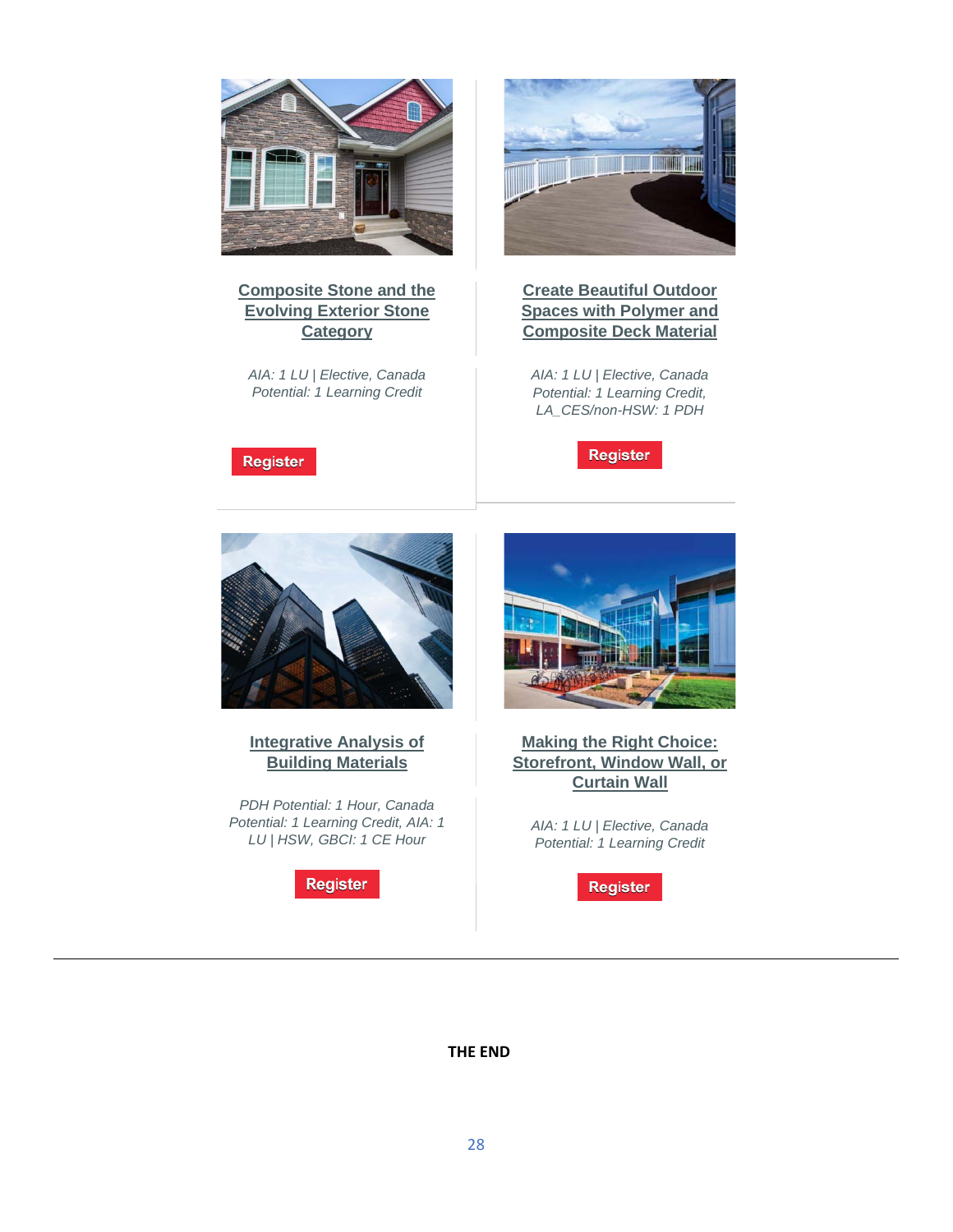**Composite Stone and the Evolving Exterior Stone Category**

*AIA: 1 LU | Elective, Canada Potential: 1 Learning Credit*

Register

**Create Beautiful Outdoor Spaces with Polymer and Composite Deck Material**

*AIA: 1 LU | Elective, Canada Potential: 1 Learning Credit, LA_CES/non-HSW: 1 PDH*

Register

**Integrative Analysis of Building Materials**

*PDH Potential: 1 Hour, Canada Potential: 1 Learning Credit, AIA: 1 LU | HSW, GBCI: 1 CE Hour*

Register

**Making the Right Choice: Storefront, Window Wall, or Curtain Wall**

*AIA: 1 LU | Elective, Canada Potential: 1 Learning Credit*

Register

---

**THE END**